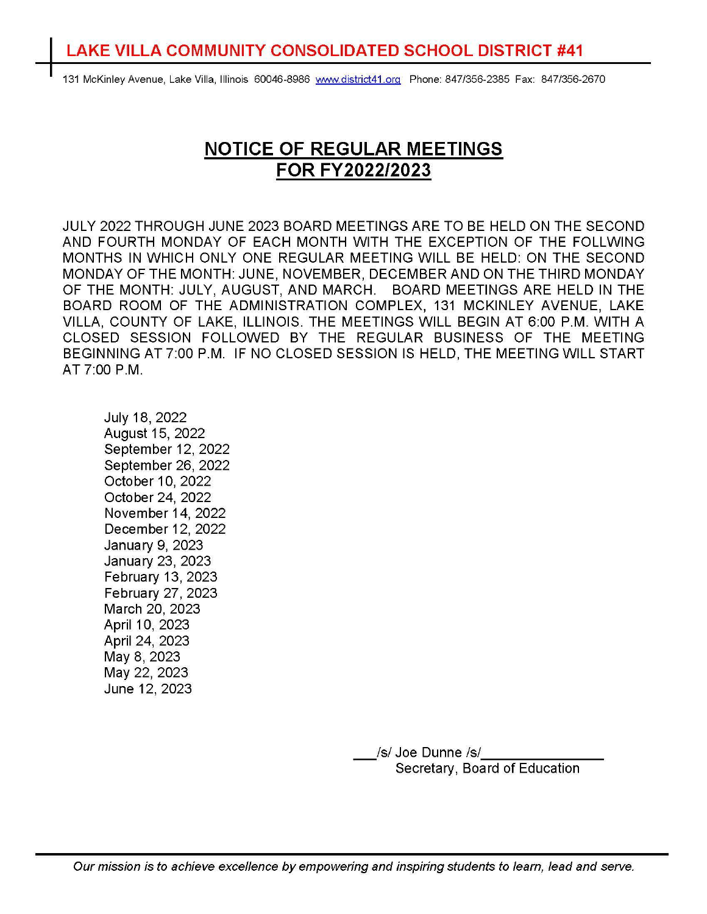# LAKE VILLA COMMUNITY CONSOLIDATED SCHOOL DISTRICT #41

131 McKinley Avenue, Lake Villa, Illinois 60046-8986 www.district41.org Phone: 847/356-2385 Fax: 847/356-2670

## NOTICE OF REGULAR MEETINGS FOR FY2022/2023

JULY 2022 THROUGH JUNE 2023 BOARD MEETINGS ARE TO BE HELD ON THE SECOND AND FOURTH MONDAY OF EACH MONTH WITH THE EXCEPTION OF THE FOLLWING MONTHS IN WHICH ONLY ONE REGULAR MEETING WILL BE HELD: ON THE SECOND MONDAY OF THE MONTH: JUNE, NOVEMBER, DECEMBER AND ON THE THIRD MONDAY OF THE MONTH: JULY, AUGUST, AND MARCH. BOARD MEETINGS ARE HELD IN THE BOARD ROOM OF THE ADMINISTRATION COMPLEX, 131 MCKINLEY AVENUE, LAKE VILLA, COUNTY OF LAKE, ILLINOIS. THE MEETINGS WILL BEGIN AT 6:00 P.M. WITH A CLOSED SESSION FOLLOWED BY THE REGULAR BUSINESS OF THE MEETING BEGINNING AT 7:00 P.M. IF NO CLOSED SESSION IS HELD, THE MEETING WILL START AT 7:00 P.M.

July 18, 2022
August 15, 2022
September 12, 2022
September 26, 2022
October 10, 2022
October 24, 2022
November 14, 2022
December 12, 2022
January 9, 2023
January 23, 2023
February 13, 2023
February 27, 2023
March 20, 2023
April 10, 2023
April 24, 2023
May 8, 2023
May 22, 2023
June 12, 2023

___/s/ Joe Dunne /s/_______________
Secretary, Board of Education

*Our mission is to achieve excellence by empowering and inspiring students to learn, lead and serve.*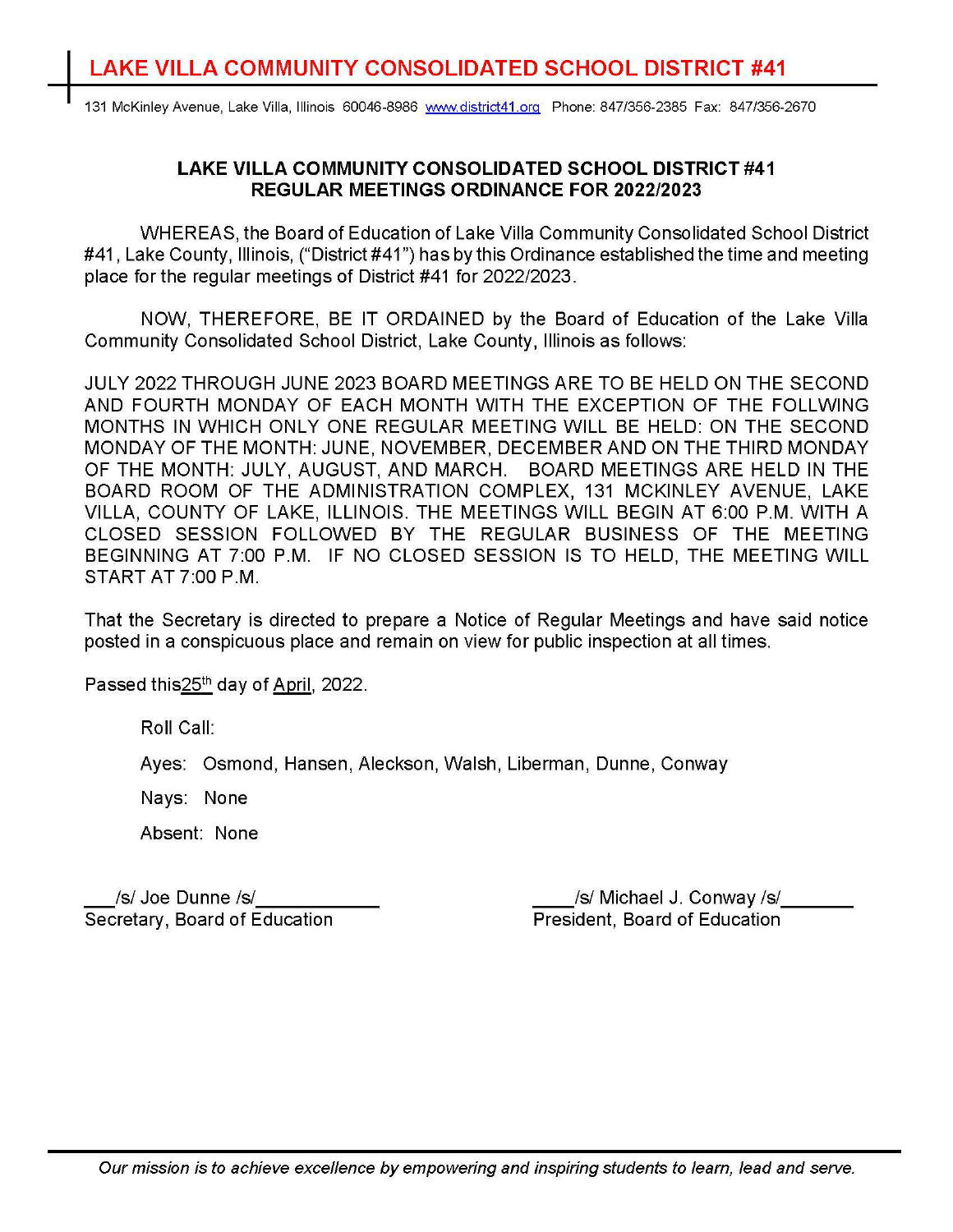# LAKE VILLA COMMUNITY CONSOLIDATED SCHOOL DISTRICT #41

131 McKinley Avenue, Lake Villa, Illinois 60046-8986 www.district41.org Phone: 847/356-2385 Fax: 847/356-2670

## LAKE VILLA COMMUNITY CONSOLIDATED SCHOOL DISTRICT #41
## REGULAR MEETINGS ORDINANCE FOR 2022/2023

WHEREAS, the Board of Education of Lake Villa Community Consolidated School District #41, Lake County, Illinois, ("District #41") has by this Ordinance established the time and meeting place for the regular meetings of District #41 for 2022/2023.

NOW, THEREFORE, BE IT ORDAINED by the Board of Education of the Lake Villa Community Consolidated School District, Lake County, Illinois as follows:

JULY 2022 THROUGH JUNE 2023 BOARD MEETINGS ARE TO BE HELD ON THE SECOND AND FOURTH MONDAY OF EACH MONTH WITH THE EXCEPTION OF THE FOLLWING MONTHS IN WHICH ONLY ONE REGULAR MEETING WILL BE HELD: ON THE SECOND MONDAY OF THE MONTH: JUNE, NOVEMBER, DECEMBER AND ON THE THIRD MONDAY OF THE MONTH: JULY, AUGUST, AND MARCH. BOARD MEETINGS ARE HELD IN THE BOARD ROOM OF THE ADMINISTRATION COMPLEX, 131 MCKINLEY AVENUE, LAKE VILLA, COUNTY OF LAKE, ILLINOIS. THE MEETINGS WILL BEGIN AT 6:00 P.M. WITH A CLOSED SESSION FOLLOWED BY THE REGULAR BUSINESS OF THE MEETING BEGINNING AT 7:00 P.M. IF NO CLOSED SESSION IS TO HELD, THE MEETING WILL START AT 7:00 P.M.

That the Secretary is directed to prepare a Notice of Regular Meetings and have said notice posted in a conspicuous place and remain on view for public inspection at all times.

Passed this 25th day of April, 2022.

Roll Call:

Ayes: Osmond, Hansen, Aleckson, Walsh, Liberman, Dunne, Conway

Nays: None

Absent: None

/s/ Joe Dunne /s/
Secretary, Board of Education

/s/ Michael J. Conway /s/
President, Board of Education

*Our mission is to achieve excellence by empowering and inspiring students to learn, lead and serve.*